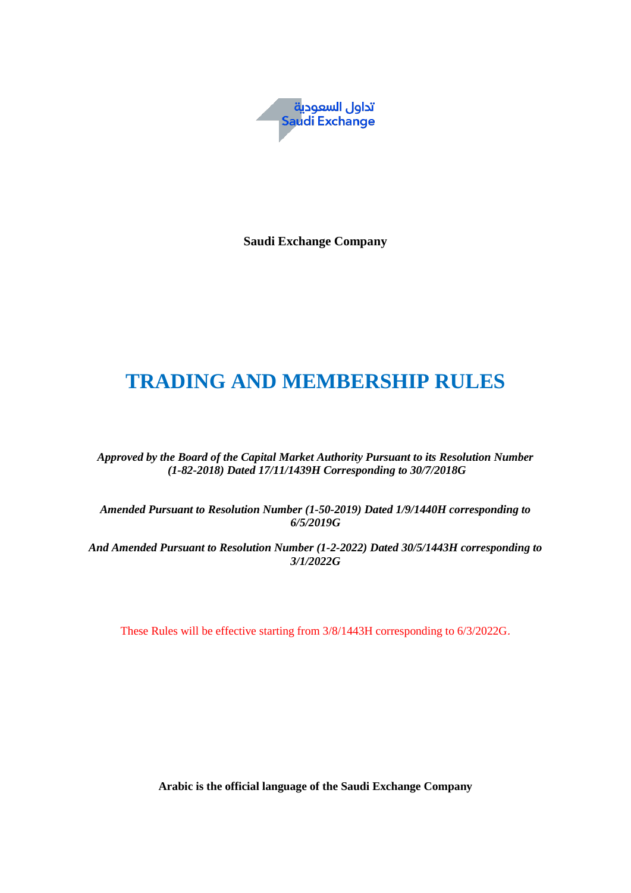تداول السعودية
Saudi Exchange

**Saudi Exchange Company**

# TRADING AND MEMBERSHIP RULES

***Approved by the Board of the Capital Market Authority Pursuant to its Resolution Number (1-82-2018) Dated 17/11/1439H Corresponding to 30/7/2018G***

***Amended Pursuant to Resolution Number (1-50-2019) Dated 1/9/1440H corresponding to 6/5/2019G***

***And Amended Pursuant to Resolution Number (1-2-2022) Dated 30/5/1443H corresponding to 3/1/2022G***

These Rules will be effective starting from 3/8/1443H corresponding to 6/3/2022G.

**Arabic is the official language of the Saudi Exchange Company**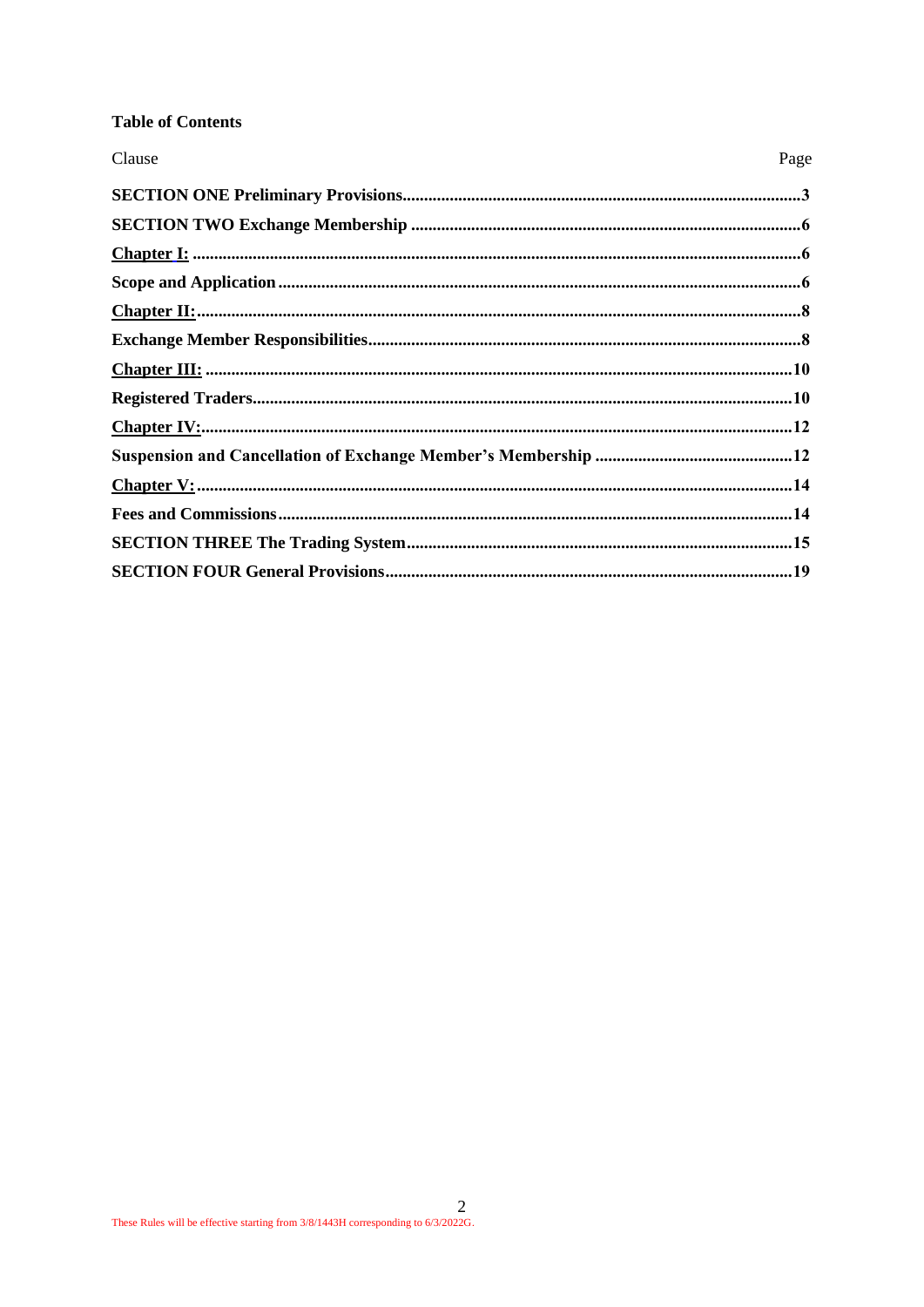**Table of Contents**

| Clause | Page |
| --- | --- |
| **SECTION ONE Preliminary Provisions** | **3** |
| **SECTION TWO Exchange Membership** | **6** |
| **Chapter I:** | **6** |
| **Scope and Application** | **6** |
| **Chapter II:** | **8** |
| **Exchange Member Responsibilities** | **8** |
| **Chapter III:** | **10** |
| **Registered Traders** | **10** |
| **Chapter IV:** | **12** |
| **Suspension and Cancellation of Exchange Member's Membership** | **12** |
| **Chapter V:** | **14** |
| **Fees and Commissions** | **14** |
| **SECTION THREE The Trading System** | **15** |
| **SECTION FOUR General Provisions** | **19** |

These Rules will be effective starting from 3/8/1443H corresponding to 6/3/2022G.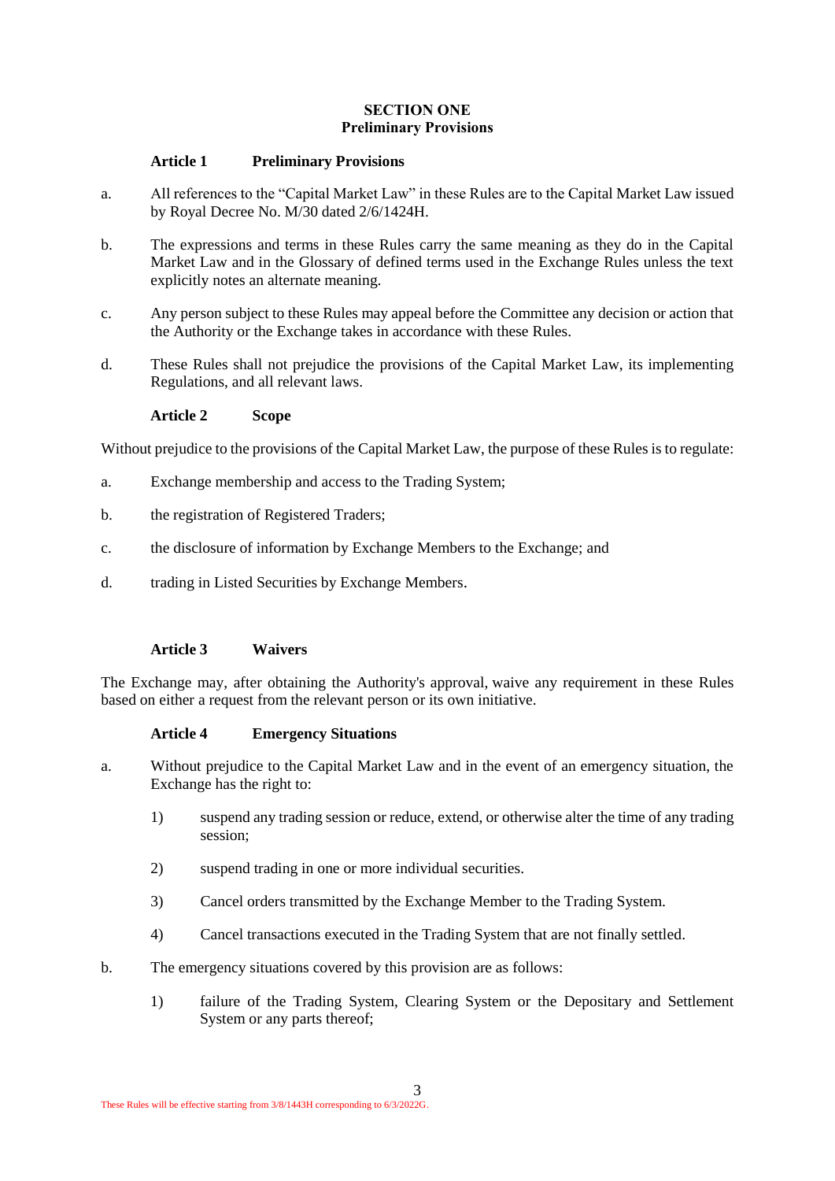## SECTION ONE
## Preliminary Provisions

### Article 1 Preliminary Provisions

a. All references to the "Capital Market Law" in these Rules are to the Capital Market Law issued by Royal Decree No. M/30 dated 2/6/1424H.

b. The expressions and terms in these Rules carry the same meaning as they do in the Capital Market Law and in the Glossary of defined terms used in the Exchange Rules unless the text explicitly notes an alternate meaning.

c. Any person subject to these Rules may appeal before the Committee any decision or action that the Authority or the Exchange takes in accordance with these Rules.

d. These Rules shall not prejudice the provisions of the Capital Market Law, its implementing Regulations, and all relevant laws.

### Article 2 Scope

Without prejudice to the provisions of the Capital Market Law, the purpose of these Rules is to regulate:

a. Exchange membership and access to the Trading System;

b. the registration of Registered Traders;

c. the disclosure of information by Exchange Members to the Exchange; and

d. trading in Listed Securities by Exchange Members.

### Article 3 Waivers

The Exchange may, after obtaining the Authority's approval, waive any requirement in these Rules based on either a request from the relevant person or its own initiative.

### Article 4 Emergency Situations

a. Without prejudice to the Capital Market Law and in the event of an emergency situation, the Exchange has the right to:

   1) suspend any trading session or reduce, extend, or otherwise alter the time of any trading session;

   2) suspend trading in one or more individual securities.

   3) Cancel orders transmitted by the Exchange Member to the Trading System.

   4) Cancel transactions executed in the Trading System that are not finally settled.

b. The emergency situations covered by this provision are as follows:

   1) failure of the Trading System, Clearing System or the Depositary and Settlement System or any parts thereof;

These Rules will be effective starting from 3/8/1443H corresponding to 6/3/2022G.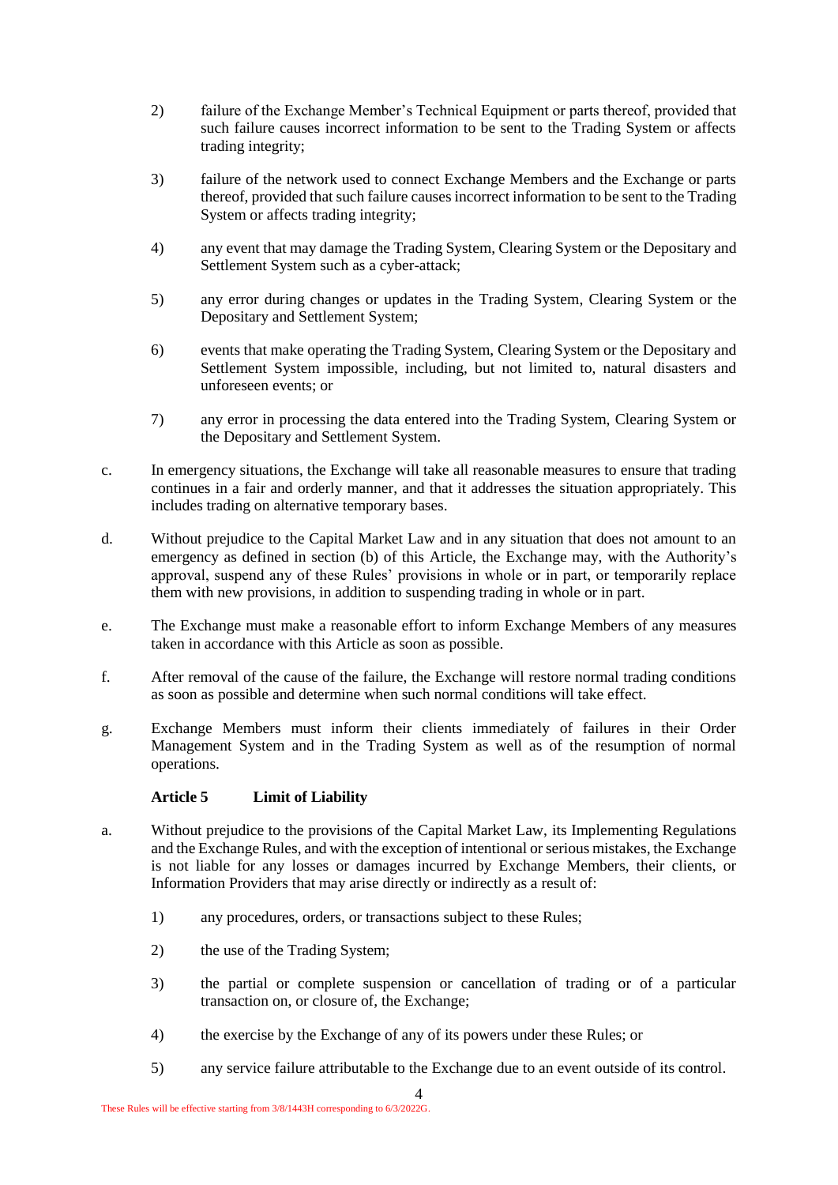2) failure of the Exchange Member's Technical Equipment or parts thereof, provided that such failure causes incorrect information to be sent to the Trading System or affects trading integrity;

3) failure of the network used to connect Exchange Members and the Exchange or parts thereof, provided that such failure causes incorrect information to be sent to the Trading System or affects trading integrity;

4) any event that may damage the Trading System, Clearing System or the Depositary and Settlement System such as a cyber-attack;

5) any error during changes or updates in the Trading System, Clearing System or the Depositary and Settlement System;

6) events that make operating the Trading System, Clearing System or the Depositary and Settlement System impossible, including, but not limited to, natural disasters and unforeseen events; or

7) any error in processing the data entered into the Trading System, Clearing System or the Depositary and Settlement System.

c. In emergency situations, the Exchange will take all reasonable measures to ensure that trading continues in a fair and orderly manner, and that it addresses the situation appropriately. This includes trading on alternative temporary bases.

d. Without prejudice to the Capital Market Law and in any situation that does not amount to an emergency as defined in section (b) of this Article, the Exchange may, with the Authority's approval, suspend any of these Rules' provisions in whole or in part, or temporarily replace them with new provisions, in addition to suspending trading in whole or in part.

e. The Exchange must make a reasonable effort to inform Exchange Members of any measures taken in accordance with this Article as soon as possible.

f. After removal of the cause of the failure, the Exchange will restore normal trading conditions as soon as possible and determine when such normal conditions will take effect.

g. Exchange Members must inform their clients immediately of failures in their Order Management System and in the Trading System as well as of the resumption of normal operations.

**Article 5 Limit of Liability**

a. Without prejudice to the provisions of the Capital Market Law, its Implementing Regulations and the Exchange Rules, and with the exception of intentional or serious mistakes, the Exchange is not liable for any losses or damages incurred by Exchange Members, their clients, or Information Providers that may arise directly or indirectly as a result of:

1) any procedures, orders, or transactions subject to these Rules;

2) the use of the Trading System;

3) the partial or complete suspension or cancellation of trading or of a particular transaction on, or closure of, the Exchange;

4) the exercise by the Exchange of any of its powers under these Rules; or

5) any service failure attributable to the Exchange due to an event outside of its control.

These Rules will be effective starting from 3/8/1443H corresponding to 6/3/2022G.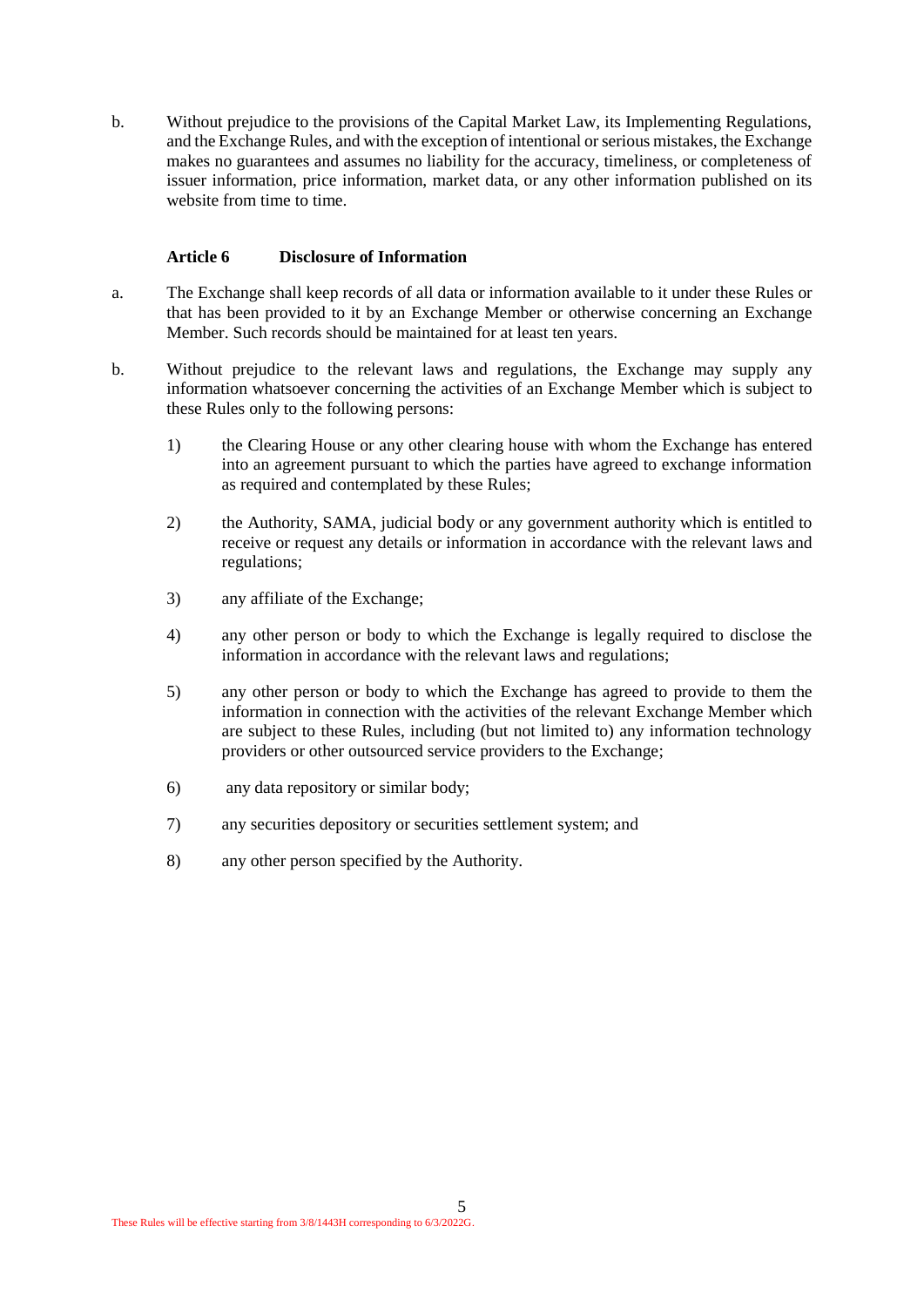b. Without prejudice to the provisions of the Capital Market Law, its Implementing Regulations, and the Exchange Rules, and with the exception of intentional or serious mistakes, the Exchange makes no guarantees and assumes no liability for the accuracy, timeliness, or completeness of issuer information, price information, market data, or any other information published on its website from time to time.

### Article 6 Disclosure of Information

a. The Exchange shall keep records of all data or information available to it under these Rules or that has been provided to it by an Exchange Member or otherwise concerning an Exchange Member. Such records should be maintained for at least ten years.

b. Without prejudice to the relevant laws and regulations, the Exchange may supply any information whatsoever concerning the activities of an Exchange Member which is subject to these Rules only to the following persons:

1) the Clearing House or any other clearing house with whom the Exchange has entered into an agreement pursuant to which the parties have agreed to exchange information as required and contemplated by these Rules;

2) the Authority, SAMA, judicial body or any government authority which is entitled to receive or request any details or information in accordance with the relevant laws and regulations;

3) any affiliate of the Exchange;

4) any other person or body to which the Exchange is legally required to disclose the information in accordance with the relevant laws and regulations;

5) any other person or body to which the Exchange has agreed to provide to them the information in connection with the activities of the relevant Exchange Member which are subject to these Rules, including (but not limited to) any information technology providers or other outsourced service providers to the Exchange;

6) any data repository or similar body;

7) any securities depository or securities settlement system; and

8) any other person specified by the Authority.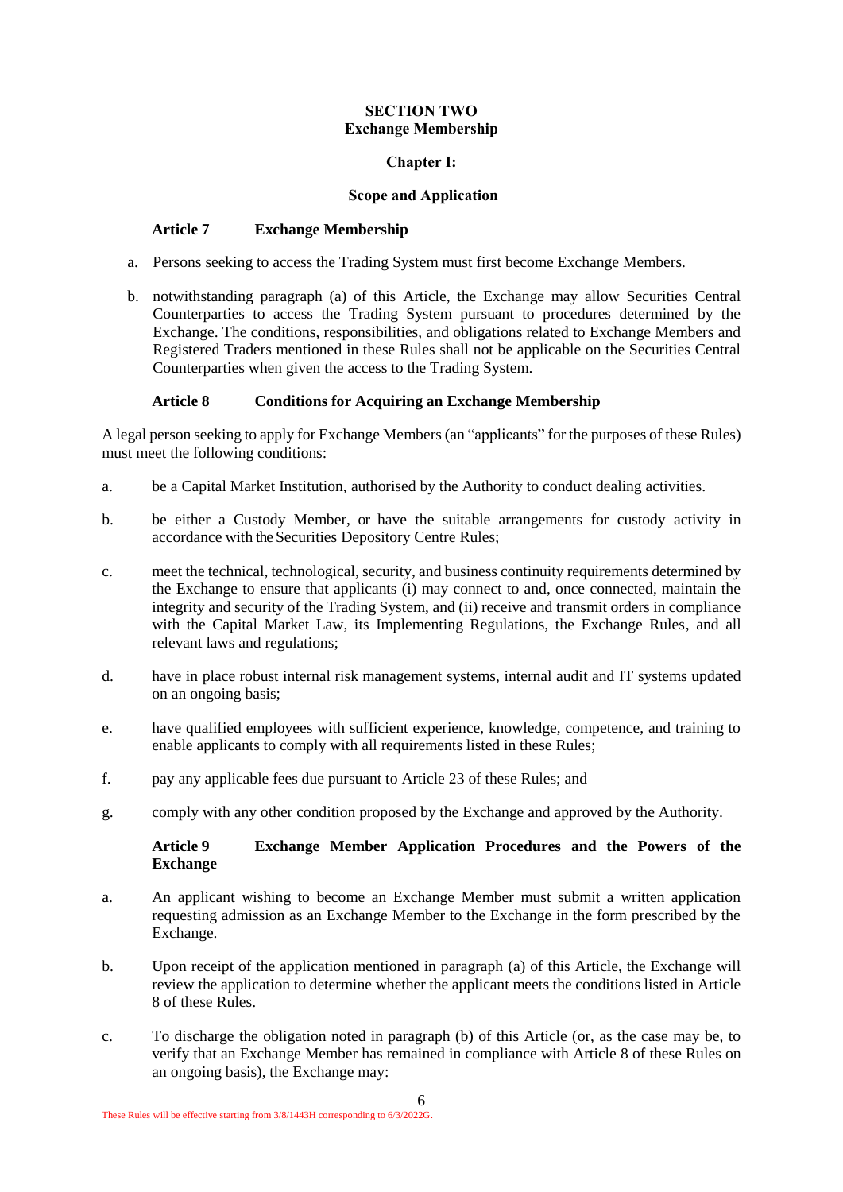## SECTION TWO
## Exchange Membership

### Chapter I:

### Scope and Application

#### Article 7 Exchange Membership

a. Persons seeking to access the Trading System must first become Exchange Members.

b. notwithstanding paragraph (a) of this Article, the Exchange may allow Securities Central Counterparties to access the Trading System pursuant to procedures determined by the Exchange. The conditions, responsibilities, and obligations related to Exchange Members and Registered Traders mentioned in these Rules shall not be applicable on the Securities Central Counterparties when given the access to the Trading System.

#### Article 8 Conditions for Acquiring an Exchange Membership

A legal person seeking to apply for Exchange Members (an "applicants" for the purposes of these Rules) must meet the following conditions:

a. be a Capital Market Institution, authorised by the Authority to conduct dealing activities.

b. be either a Custody Member, or have the suitable arrangements for custody activity in accordance with the Securities Depository Centre Rules;

c. meet the technical, technological, security, and business continuity requirements determined by the Exchange to ensure that applicants (i) may connect to and, once connected, maintain the integrity and security of the Trading System, and (ii) receive and transmit orders in compliance with the Capital Market Law, its Implementing Regulations, the Exchange Rules, and all relevant laws and regulations;

d. have in place robust internal risk management systems, internal audit and IT systems updated on an ongoing basis;

e. have qualified employees with sufficient experience, knowledge, competence, and training to enable applicants to comply with all requirements listed in these Rules;

f. pay any applicable fees due pursuant to Article 23 of these Rules; and

g. comply with any other condition proposed by the Exchange and approved by the Authority.

#### Article 9 Exchange Member Application Procedures and the Powers of the Exchange

a. An applicant wishing to become an Exchange Member must submit a written application requesting admission as an Exchange Member to the Exchange in the form prescribed by the Exchange.

b. Upon receipt of the application mentioned in paragraph (a) of this Article, the Exchange will review the application to determine whether the applicant meets the conditions listed in Article 8 of these Rules.

c. To discharge the obligation noted in paragraph (b) of this Article (or, as the case may be, to verify that an Exchange Member has remained in compliance with Article 8 of these Rules on an ongoing basis), the Exchange may:

These Rules will be effective starting from 3/8/1443H corresponding to 6/3/2022G.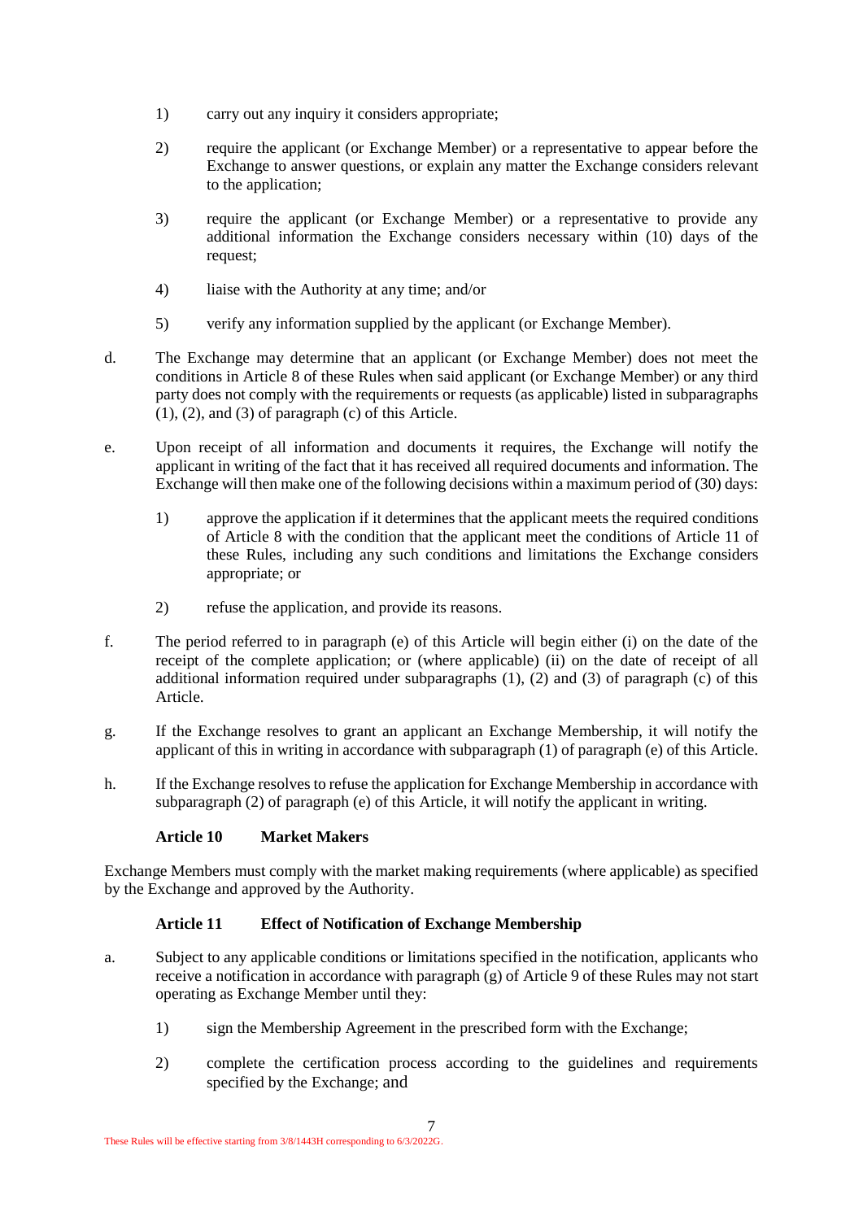1) carry out any inquiry it considers appropriate;

2) require the applicant (or Exchange Member) or a representative to appear before the Exchange to answer questions, or explain any matter the Exchange considers relevant to the application;

3) require the applicant (or Exchange Member) or a representative to provide any additional information the Exchange considers necessary within (10) days of the request;

4) liaise with the Authority at any time; and/or

5) verify any information supplied by the applicant (or Exchange Member).

d. The Exchange may determine that an applicant (or Exchange Member) does not meet the conditions in Article 8 of these Rules when said applicant (or Exchange Member) or any third party does not comply with the requirements or requests (as applicable) listed in subparagraphs (1), (2), and (3) of paragraph (c) of this Article.

e. Upon receipt of all information and documents it requires, the Exchange will notify the applicant in writing of the fact that it has received all required documents and information. The Exchange will then make one of the following decisions within a maximum period of (30) days:

1) approve the application if it determines that the applicant meets the required conditions of Article 8 with the condition that the applicant meet the conditions of Article 11 of these Rules, including any such conditions and limitations the Exchange considers appropriate; or

2) refuse the application, and provide its reasons.

f. The period referred to in paragraph (e) of this Article will begin either (i) on the date of the receipt of the complete application; or (where applicable) (ii) on the date of receipt of all additional information required under subparagraphs (1), (2) and (3) of paragraph (c) of this Article.

g. If the Exchange resolves to grant an applicant an Exchange Membership, it will notify the applicant of this in writing in accordance with subparagraph (1) of paragraph (e) of this Article.

h. If the Exchange resolves to refuse the application for Exchange Membership in accordance with subparagraph (2) of paragraph (e) of this Article, it will notify the applicant in writing.

### Article 10 Market Makers

Exchange Members must comply with the market making requirements (where applicable) as specified by the Exchange and approved by the Authority.

### Article 11 Effect of Notification of Exchange Membership

a. Subject to any applicable conditions or limitations specified in the notification, applicants who receive a notification in accordance with paragraph (g) of Article 9 of these Rules may not start operating as Exchange Member until they:

1) sign the Membership Agreement in the prescribed form with the Exchange;

2) complete the certification process according to the guidelines and requirements specified by the Exchange; and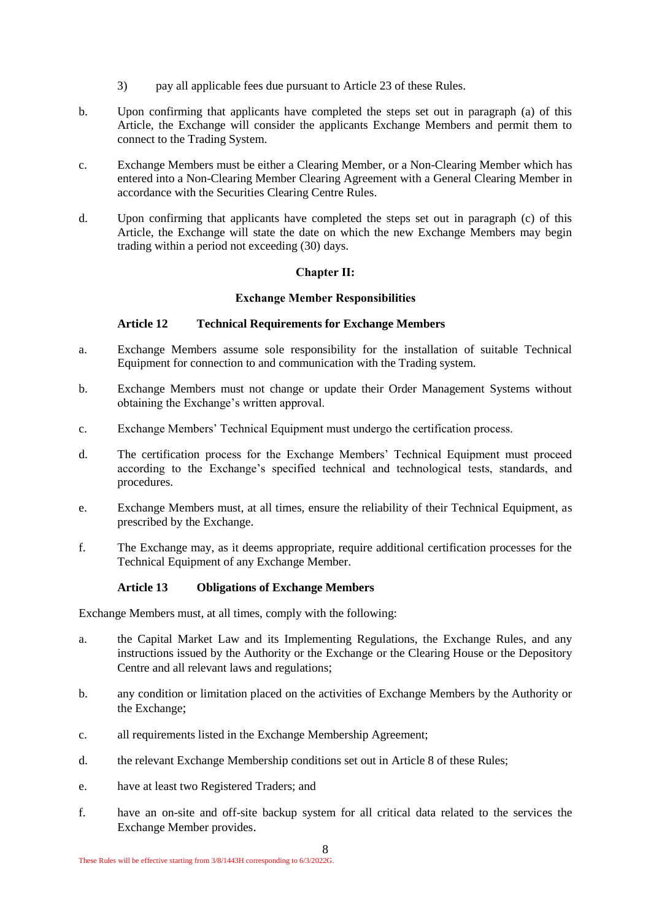3) pay all applicable fees due pursuant to Article 23 of these Rules.

b. Upon confirming that applicants have completed the steps set out in paragraph (a) of this Article, the Exchange will consider the applicants Exchange Members and permit them to connect to the Trading System.

c. Exchange Members must be either a Clearing Member, or a Non-Clearing Member which has entered into a Non-Clearing Member Clearing Agreement with a General Clearing Member in accordance with the Securities Clearing Centre Rules.

d. Upon confirming that applicants have completed the steps set out in paragraph (c) of this Article, the Exchange will state the date on which the new Exchange Members may begin trading within a period not exceeding (30) days.

## Chapter II:

## Exchange Member Responsibilities

### Article 12 Technical Requirements for Exchange Members

a. Exchange Members assume sole responsibility for the installation of suitable Technical Equipment for connection to and communication with the Trading system.

b. Exchange Members must not change or update their Order Management Systems without obtaining the Exchange's written approval.

c. Exchange Members' Technical Equipment must undergo the certification process.

d. The certification process for the Exchange Members' Technical Equipment must proceed according to the Exchange's specified technical and technological tests, standards, and procedures.

e. Exchange Members must, at all times, ensure the reliability of their Technical Equipment, as prescribed by the Exchange.

f. The Exchange may, as it deems appropriate, require additional certification processes for the Technical Equipment of any Exchange Member.

### Article 13 Obligations of Exchange Members

Exchange Members must, at all times, comply with the following:

a. the Capital Market Law and its Implementing Regulations, the Exchange Rules, and any instructions issued by the Authority or the Exchange or the Clearing House or the Depository Centre and all relevant laws and regulations;

b. any condition or limitation placed on the activities of Exchange Members by the Authority or the Exchange;

c. all requirements listed in the Exchange Membership Agreement;

d. the relevant Exchange Membership conditions set out in Article 8 of these Rules;

e. have at least two Registered Traders; and

f. have an on-site and off-site backup system for all critical data related to the services the Exchange Member provides.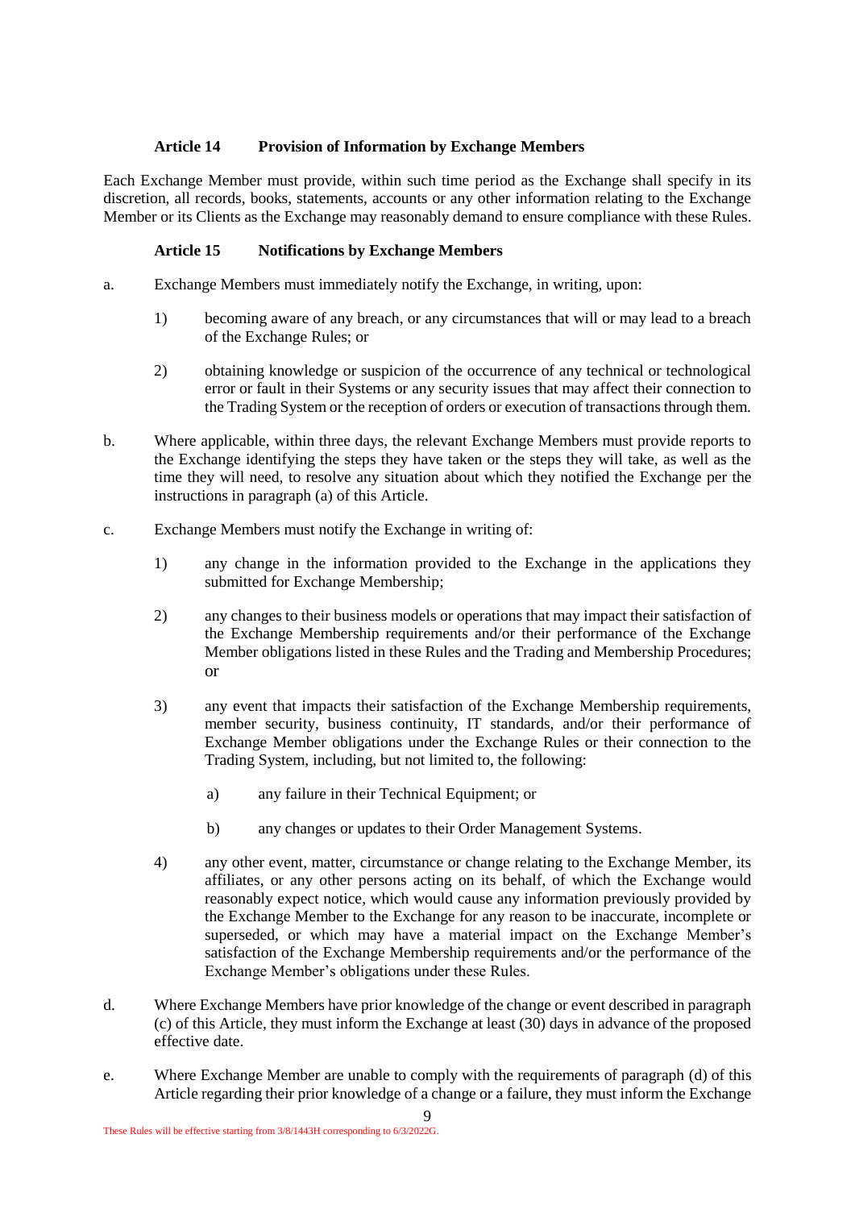### Article 14 Provision of Information by Exchange Members

Each Exchange Member must provide, within such time period as the Exchange shall specify in its discretion, all records, books, statements, accounts or any other information relating to the Exchange Member or its Clients as the Exchange may reasonably demand to ensure compliance with these Rules.

### Article 15 Notifications by Exchange Members

a. Exchange Members must immediately notify the Exchange, in writing, upon:

   1) becoming aware of any breach, or any circumstances that will or may lead to a breach of the Exchange Rules; or

   2) obtaining knowledge or suspicion of the occurrence of any technical or technological error or fault in their Systems or any security issues that may affect their connection to the Trading System or the reception of orders or execution of transactions through them.

b. Where applicable, within three days, the relevant Exchange Members must provide reports to the Exchange identifying the steps they have taken or the steps they will take, as well as the time they will need, to resolve any situation about which they notified the Exchange per the instructions in paragraph (a) of this Article.

c. Exchange Members must notify the Exchange in writing of:

   1) any change in the information provided to the Exchange in the applications they submitted for Exchange Membership;

   2) any changes to their business models or operations that may impact their satisfaction of the Exchange Membership requirements and/or their performance of the Exchange Member obligations listed in these Rules and the Trading and Membership Procedures; or

   3) any event that impacts their satisfaction of the Exchange Membership requirements, member security, business continuity, IT standards, and/or their performance of Exchange Member obligations under the Exchange Rules or their connection to the Trading System, including, but not limited to, the following:

      a) any failure in their Technical Equipment; or

      b) any changes or updates to their Order Management Systems.

   4) any other event, matter, circumstance or change relating to the Exchange Member, its affiliates, or any other persons acting on its behalf, of which the Exchange would reasonably expect notice, which would cause any information previously provided by the Exchange Member to the Exchange for any reason to be inaccurate, incomplete or superseded, or which may have a material impact on the Exchange Member's satisfaction of the Exchange Membership requirements and/or the performance of the Exchange Member's obligations under these Rules.

d. Where Exchange Members have prior knowledge of the change or event described in paragraph (c) of this Article, they must inform the Exchange at least (30) days in advance of the proposed effective date.

e. Where Exchange Member are unable to comply with the requirements of paragraph (d) of this Article regarding their prior knowledge of a change or a failure, they must inform the Exchange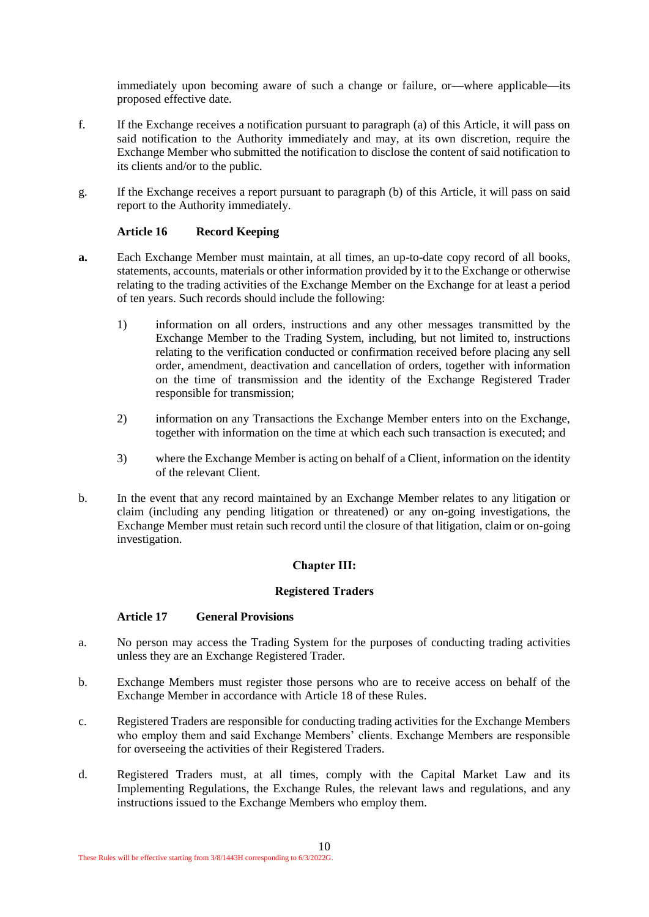immediately upon becoming aware of such a change or failure, or—where applicable—its proposed effective date.

f. If the Exchange receives a notification pursuant to paragraph (a) of this Article, it will pass on said notification to the Authority immediately and may, at its own discretion, require the Exchange Member who submitted the notification to disclose the content of said notification to its clients and/or to the public.

g. If the Exchange receives a report pursuant to paragraph (b) of this Article, it will pass on said report to the Authority immediately.

### Article 16 Record Keeping

**a.** Each Exchange Member must maintain, at all times, an up-to-date copy record of all books, statements, accounts, materials or other information provided by it to the Exchange or otherwise relating to the trading activities of the Exchange Member on the Exchange for at least a period of ten years. Such records should include the following:

1) information on all orders, instructions and any other messages transmitted by the Exchange Member to the Trading System, including, but not limited to, instructions relating to the verification conducted or confirmation received before placing any sell order, amendment, deactivation and cancellation of orders, together with information on the time of transmission and the identity of the Exchange Registered Trader responsible for transmission;

2) information on any Transactions the Exchange Member enters into on the Exchange, together with information on the time at which each such transaction is executed; and

3) where the Exchange Member is acting on behalf of a Client, information on the identity of the relevant Client.

b. In the event that any record maintained by an Exchange Member relates to any litigation or claim (including any pending litigation or threatened) or any on-going investigations, the Exchange Member must retain such record until the closure of that litigation, claim or on-going investigation.

## Chapter III:

## Registered Traders

### Article 17 General Provisions

a. No person may access the Trading System for the purposes of conducting trading activities unless they are an Exchange Registered Trader.

b. Exchange Members must register those persons who are to receive access on behalf of the Exchange Member in accordance with Article 18 of these Rules.

c. Registered Traders are responsible for conducting trading activities for the Exchange Members who employ them and said Exchange Members' clients. Exchange Members are responsible for overseeing the activities of their Registered Traders.

d. Registered Traders must, at all times, comply with the Capital Market Law and its Implementing Regulations, the Exchange Rules, the relevant laws and regulations, and any instructions issued to the Exchange Members who employ them.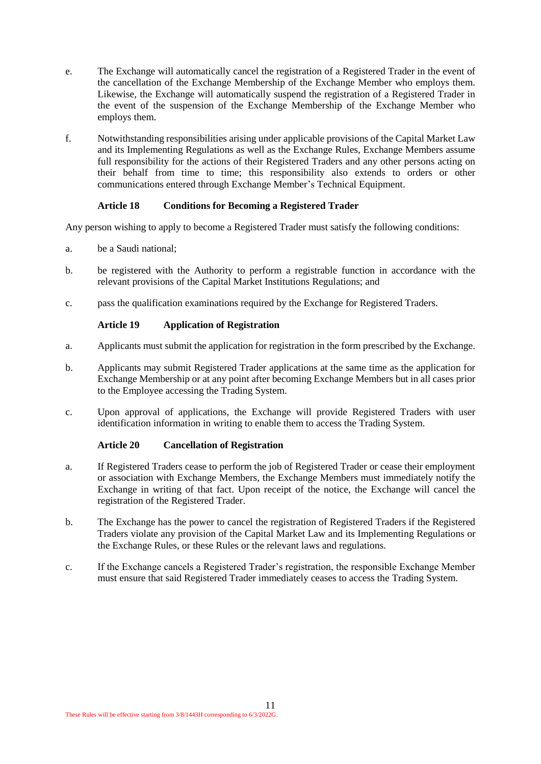e. The Exchange will automatically cancel the registration of a Registered Trader in the event of the cancellation of the Exchange Membership of the Exchange Member who employs them. Likewise, the Exchange will automatically suspend the registration of a Registered Trader in the event of the suspension of the Exchange Membership of the Exchange Member who employs them.

f. Notwithstanding responsibilities arising under applicable provisions of the Capital Market Law and its Implementing Regulations as well as the Exchange Rules, Exchange Members assume full responsibility for the actions of their Registered Traders and any other persons acting on their behalf from time to time; this responsibility also extends to orders or other communications entered through Exchange Member's Technical Equipment.

### Article 18 Conditions for Becoming a Registered Trader

Any person wishing to apply to become a Registered Trader must satisfy the following conditions:

a. be a Saudi national;

b. be registered with the Authority to perform a registrable function in accordance with the relevant provisions of the Capital Market Institutions Regulations; and

c. pass the qualification examinations required by the Exchange for Registered Traders.

### Article 19 Application of Registration

a. Applicants must submit the application for registration in the form prescribed by the Exchange.

b. Applicants may submit Registered Trader applications at the same time as the application for Exchange Membership or at any point after becoming Exchange Members but in all cases prior to the Employee accessing the Trading System.

c. Upon approval of applications, the Exchange will provide Registered Traders with user identification information in writing to enable them to access the Trading System.

### Article 20 Cancellation of Registration

a. If Registered Traders cease to perform the job of Registered Trader or cease their employment or association with Exchange Members, the Exchange Members must immediately notify the Exchange in writing of that fact. Upon receipt of the notice, the Exchange will cancel the registration of the Registered Trader.

b. The Exchange has the power to cancel the registration of Registered Traders if the Registered Traders violate any provision of the Capital Market Law and its Implementing Regulations or the Exchange Rules, or these Rules or the relevant laws and regulations.

c. If the Exchange cancels a Registered Trader's registration, the responsible Exchange Member must ensure that said Registered Trader immediately ceases to access the Trading System.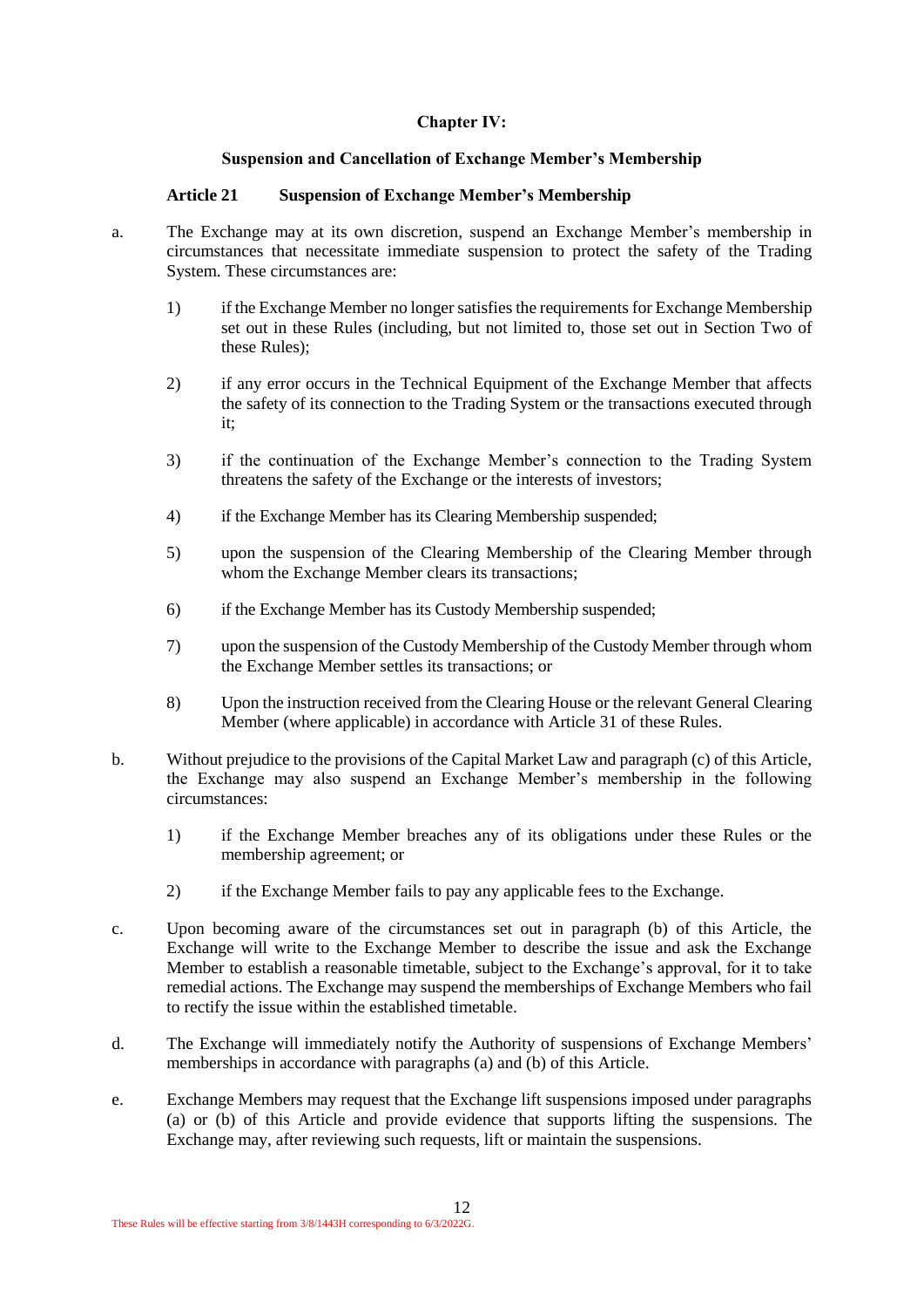## Chapter IV:

## Suspension and Cancellation of Exchange Member's Membership

### Article 21 Suspension of Exchange Member's Membership

a. The Exchange may at its own discretion, suspend an Exchange Member's membership in circumstances that necessitate immediate suspension to protect the safety of the Trading System. These circumstances are:

   1) if the Exchange Member no longer satisfies the requirements for Exchange Membership set out in these Rules (including, but not limited to, those set out in Section Two of these Rules);

   2) if any error occurs in the Technical Equipment of the Exchange Member that affects the safety of its connection to the Trading System or the transactions executed through it;

   3) if the continuation of the Exchange Member's connection to the Trading System threatens the safety of the Exchange or the interests of investors;

   4) if the Exchange Member has its Clearing Membership suspended;

   5) upon the suspension of the Clearing Membership of the Clearing Member through whom the Exchange Member clears its transactions;

   6) if the Exchange Member has its Custody Membership suspended;

   7) upon the suspension of the Custody Membership of the Custody Member through whom the Exchange Member settles its transactions; or

   8) Upon the instruction received from the Clearing House or the relevant General Clearing Member (where applicable) in accordance with Article 31 of these Rules.

b. Without prejudice to the provisions of the Capital Market Law and paragraph (c) of this Article, the Exchange may also suspend an Exchange Member's membership in the following circumstances:

   1) if the Exchange Member breaches any of its obligations under these Rules or the membership agreement; or

   2) if the Exchange Member fails to pay any applicable fees to the Exchange.

c. Upon becoming aware of the circumstances set out in paragraph (b) of this Article, the Exchange will write to the Exchange Member to describe the issue and ask the Exchange Member to establish a reasonable timetable, subject to the Exchange's approval, for it to take remedial actions. The Exchange may suspend the memberships of Exchange Members who fail to rectify the issue within the established timetable.

d. The Exchange will immediately notify the Authority of suspensions of Exchange Members' memberships in accordance with paragraphs (a) and (b) of this Article.

e. Exchange Members may request that the Exchange lift suspensions imposed under paragraphs (a) or (b) of this Article and provide evidence that supports lifting the suspensions. The Exchange may, after reviewing such requests, lift or maintain the suspensions.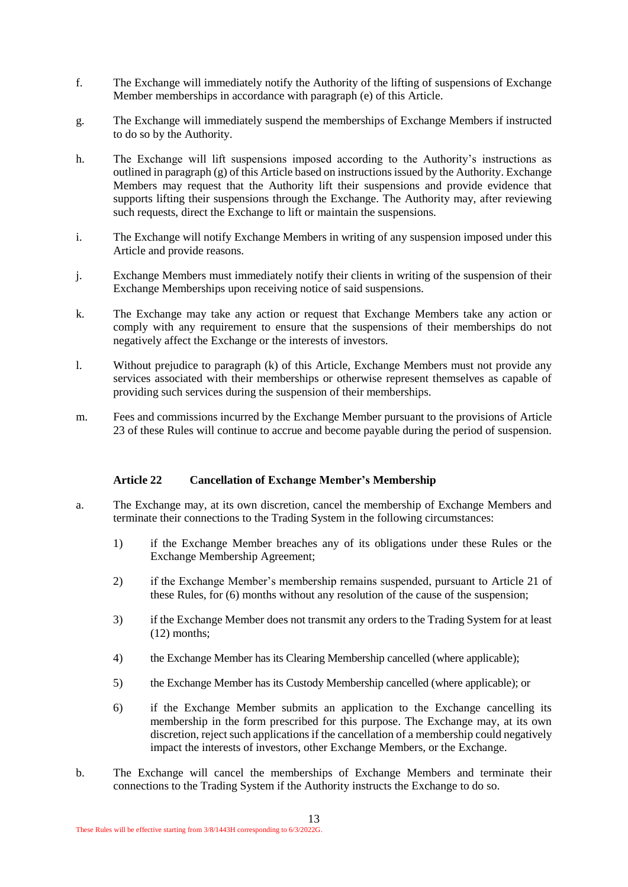f. The Exchange will immediately notify the Authority of the lifting of suspensions of Exchange Member memberships in accordance with paragraph (e) of this Article.

g. The Exchange will immediately suspend the memberships of Exchange Members if instructed to do so by the Authority.

h. The Exchange will lift suspensions imposed according to the Authority's instructions as outlined in paragraph (g) of this Article based on instructions issued by the Authority. Exchange Members may request that the Authority lift their suspensions and provide evidence that supports lifting their suspensions through the Exchange. The Authority may, after reviewing such requests, direct the Exchange to lift or maintain the suspensions.

i. The Exchange will notify Exchange Members in writing of any suspension imposed under this Article and provide reasons.

j. Exchange Members must immediately notify their clients in writing of the suspension of their Exchange Memberships upon receiving notice of said suspensions.

k. The Exchange may take any action or request that Exchange Members take any action or comply with any requirement to ensure that the suspensions of their memberships do not negatively affect the Exchange or the interests of investors.

l. Without prejudice to paragraph (k) of this Article, Exchange Members must not provide any services associated with their memberships or otherwise represent themselves as capable of providing such services during the suspension of their memberships.

m. Fees and commissions incurred by the Exchange Member pursuant to the provisions of Article 23 of these Rules will continue to accrue and become payable during the period of suspension.

### Article 22 Cancellation of Exchange Member's Membership

a. The Exchange may, at its own discretion, cancel the membership of Exchange Members and terminate their connections to the Trading System in the following circumstances:

   1) if the Exchange Member breaches any of its obligations under these Rules or the Exchange Membership Agreement;

   2) if the Exchange Member's membership remains suspended, pursuant to Article 21 of these Rules, for (6) months without any resolution of the cause of the suspension;

   3) if the Exchange Member does not transmit any orders to the Trading System for at least (12) months;

   4) the Exchange Member has its Clearing Membership cancelled (where applicable);

   5) the Exchange Member has its Custody Membership cancelled (where applicable); or

   6) if the Exchange Member submits an application to the Exchange cancelling its membership in the form prescribed for this purpose. The Exchange may, at its own discretion, reject such applications if the cancellation of a membership could negatively impact the interests of investors, other Exchange Members, or the Exchange.

b. The Exchange will cancel the memberships of Exchange Members and terminate their connections to the Trading System if the Authority instructs the Exchange to do so.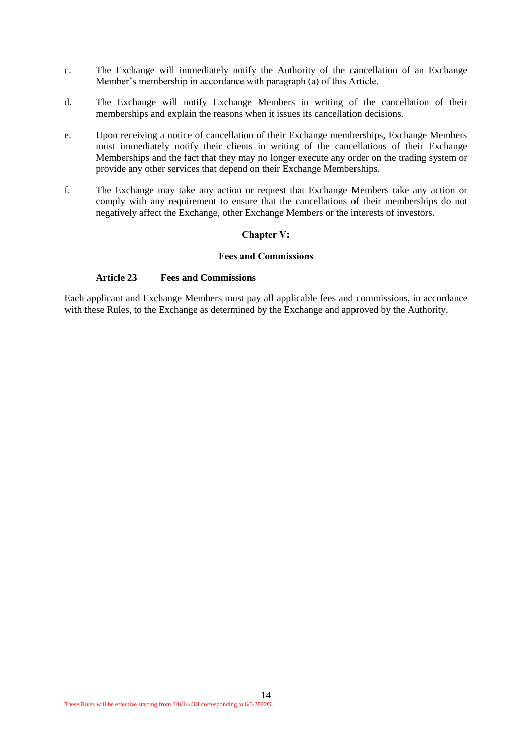c. The Exchange will immediately notify the Authority of the cancellation of an Exchange Member's membership in accordance with paragraph (a) of this Article.

d. The Exchange will notify Exchange Members in writing of the cancellation of their memberships and explain the reasons when it issues its cancellation decisions.

e. Upon receiving a notice of cancellation of their Exchange memberships, Exchange Members must immediately notify their clients in writing of the cancellations of their Exchange Memberships and the fact that they may no longer execute any order on the trading system or provide any other services that depend on their Exchange Memberships.

f. The Exchange may take any action or request that Exchange Members take any action or comply with any requirement to ensure that the cancellations of their memberships do not negatively affect the Exchange, other Exchange Members or the interests of investors.

## Chapter V:

## Fees and Commissions

### Article 23 Fees and Commissions

Each applicant and Exchange Members must pay all applicable fees and commissions, in accordance with these Rules, to the Exchange as determined by the Exchange and approved by the Authority.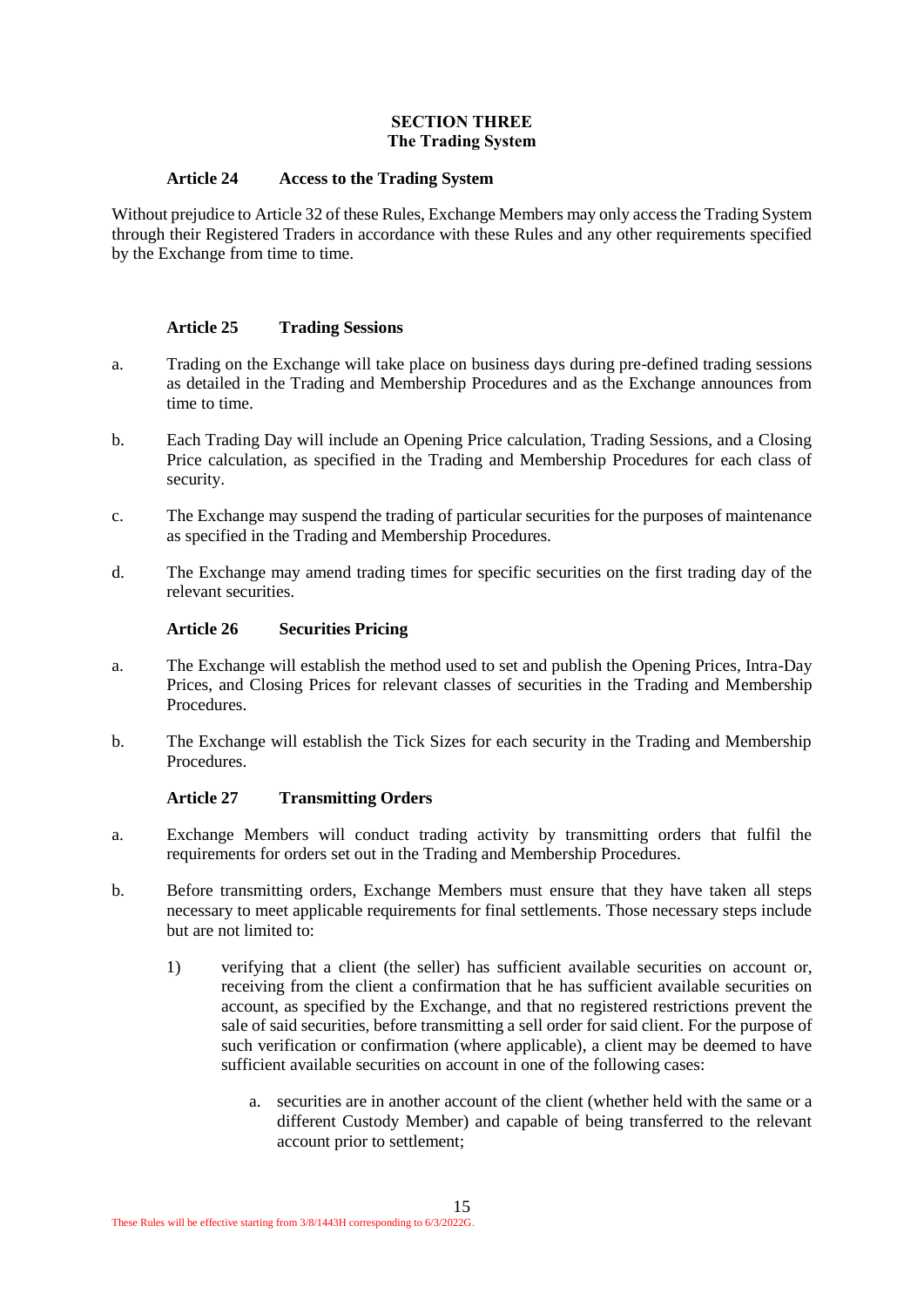## SECTION THREE
## The Trading System

### Article 24 Access to the Trading System

Without prejudice to Article 32 of these Rules, Exchange Members may only access the Trading System through their Registered Traders in accordance with these Rules and any other requirements specified by the Exchange from time to time.

### Article 25 Trading Sessions

a. Trading on the Exchange will take place on business days during pre-defined trading sessions as detailed in the Trading and Membership Procedures and as the Exchange announces from time to time.

b. Each Trading Day will include an Opening Price calculation, Trading Sessions, and a Closing Price calculation, as specified in the Trading and Membership Procedures for each class of security.

c. The Exchange may suspend the trading of particular securities for the purposes of maintenance as specified in the Trading and Membership Procedures.

d. The Exchange may amend trading times for specific securities on the first trading day of the relevant securities.

### Article 26 Securities Pricing

a. The Exchange will establish the method used to set and publish the Opening Prices, Intra-Day Prices, and Closing Prices for relevant classes of securities in the Trading and Membership Procedures.

b. The Exchange will establish the Tick Sizes for each security in the Trading and Membership Procedures.

### Article 27 Transmitting Orders

a. Exchange Members will conduct trading activity by transmitting orders that fulfil the requirements for orders set out in the Trading and Membership Procedures.

b. Before transmitting orders, Exchange Members must ensure that they have taken all steps necessary to meet applicable requirements for final settlements. Those necessary steps include but are not limited to:

   1) verifying that a client (the seller) has sufficient available securities on account or, receiving from the client a confirmation that he has sufficient available securities on account, as specified by the Exchange, and that no registered restrictions prevent the sale of said securities, before transmitting a sell order for said client. For the purpose of such verification or confirmation (where applicable), a client may be deemed to have sufficient available securities on account in one of the following cases:

      a. securities are in another account of the client (whether held with the same or a different Custody Member) and capable of being transferred to the relevant account prior to settlement;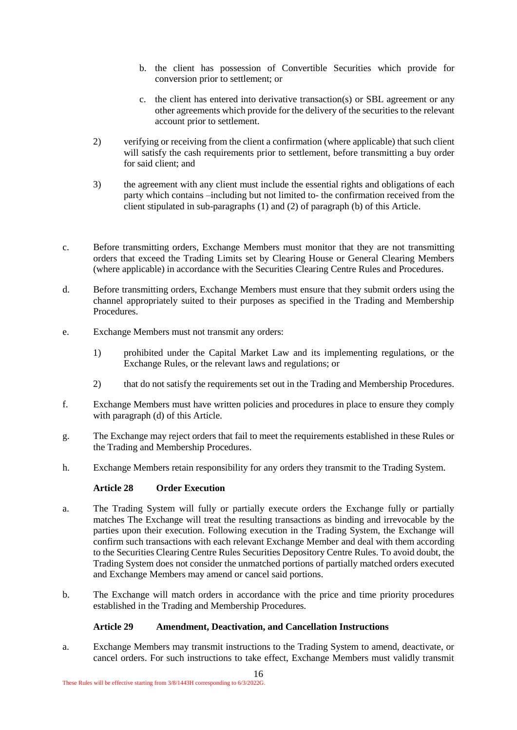b. the client has possession of Convertible Securities which provide for conversion prior to settlement; or

c. the client has entered into derivative transaction(s) or SBL agreement or any other agreements which provide for the delivery of the securities to the relevant account prior to settlement.

2) verifying or receiving from the client a confirmation (where applicable) that such client will satisfy the cash requirements prior to settlement, before transmitting a buy order for said client; and

3) the agreement with any client must include the essential rights and obligations of each party which contains –including but not limited to- the confirmation received from the client stipulated in sub-paragraphs (1) and (2) of paragraph (b) of this Article.

c. Before transmitting orders, Exchange Members must monitor that they are not transmitting orders that exceed the Trading Limits set by Clearing House or General Clearing Members (where applicable) in accordance with the Securities Clearing Centre Rules and Procedures.

d. Before transmitting orders, Exchange Members must ensure that they submit orders using the channel appropriately suited to their purposes as specified in the Trading and Membership Procedures.

e. Exchange Members must not transmit any orders:

1) prohibited under the Capital Market Law and its implementing regulations, or the Exchange Rules, or the relevant laws and regulations; or

2) that do not satisfy the requirements set out in the Trading and Membership Procedures.

f. Exchange Members must have written policies and procedures in place to ensure they comply with paragraph (d) of this Article.

g. The Exchange may reject orders that fail to meet the requirements established in these Rules or the Trading and Membership Procedures.

h. Exchange Members retain responsibility for any orders they transmit to the Trading System.

### Article 28 Order Execution

a. The Trading System will fully or partially execute orders the Exchange fully or partially matches The Exchange will treat the resulting transactions as binding and irrevocable by the parties upon their execution. Following execution in the Trading System, the Exchange will confirm such transactions with each relevant Exchange Member and deal with them according to the Securities Clearing Centre Rules Securities Depository Centre Rules. To avoid doubt, the Trading System does not consider the unmatched portions of partially matched orders executed and Exchange Members may amend or cancel said portions.

b. The Exchange will match orders in accordance with the price and time priority procedures established in the Trading and Membership Procedures.

### Article 29 Amendment, Deactivation, and Cancellation Instructions

a. Exchange Members may transmit instructions to the Trading System to amend, deactivate, or cancel orders. For such instructions to take effect, Exchange Members must validly transmit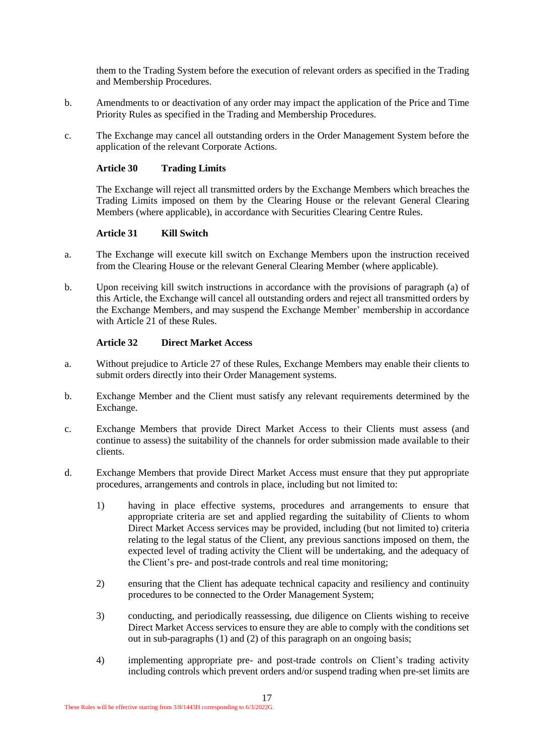them to the Trading System before the execution of relevant orders as specified in the Trading and Membership Procedures.

b. Amendments to or deactivation of any order may impact the application of the Price and Time Priority Rules as specified in the Trading and Membership Procedures.

c. The Exchange may cancel all outstanding orders in the Order Management System before the application of the relevant Corporate Actions.

**Article 30 Trading Limits**

The Exchange will reject all transmitted orders by the Exchange Members which breaches the Trading Limits imposed on them by the Clearing House or the relevant General Clearing Members (where applicable), in accordance with Securities Clearing Centre Rules.

**Article 31 Kill Switch**

a. The Exchange will execute kill switch on Exchange Members upon the instruction received from the Clearing House or the relevant General Clearing Member (where applicable).

b. Upon receiving kill switch instructions in accordance with the provisions of paragraph (a) of this Article, the Exchange will cancel all outstanding orders and reject all transmitted orders by the Exchange Members, and may suspend the Exchange Member' membership in accordance with Article 21 of these Rules.

**Article 32 Direct Market Access**

a. Without prejudice to Article 27 of these Rules, Exchange Members may enable their clients to submit orders directly into their Order Management systems.

b. Exchange Member and the Client must satisfy any relevant requirements determined by the Exchange.

c. Exchange Members that provide Direct Market Access to their Clients must assess (and continue to assess) the suitability of the channels for order submission made available to their clients.

d. Exchange Members that provide Direct Market Access must ensure that they put appropriate procedures, arrangements and controls in place, including but not limited to:

1) having in place effective systems, procedures and arrangements to ensure that appropriate criteria are set and applied regarding the suitability of Clients to whom Direct Market Access services may be provided, including (but not limited to) criteria relating to the legal status of the Client, any previous sanctions imposed on them, the expected level of trading activity the Client will be undertaking, and the adequacy of the Client's pre- and post-trade controls and real time monitoring;

2) ensuring that the Client has adequate technical capacity and resiliency and continuity procedures to be connected to the Order Management System;

3) conducting, and periodically reassessing, due diligence on Clients wishing to receive Direct Market Access services to ensure they are able to comply with the conditions set out in sub-paragraphs (1) and (2) of this paragraph on an ongoing basis;

4) implementing appropriate pre- and post-trade controls on Client's trading activity including controls which prevent orders and/or suspend trading when pre-set limits are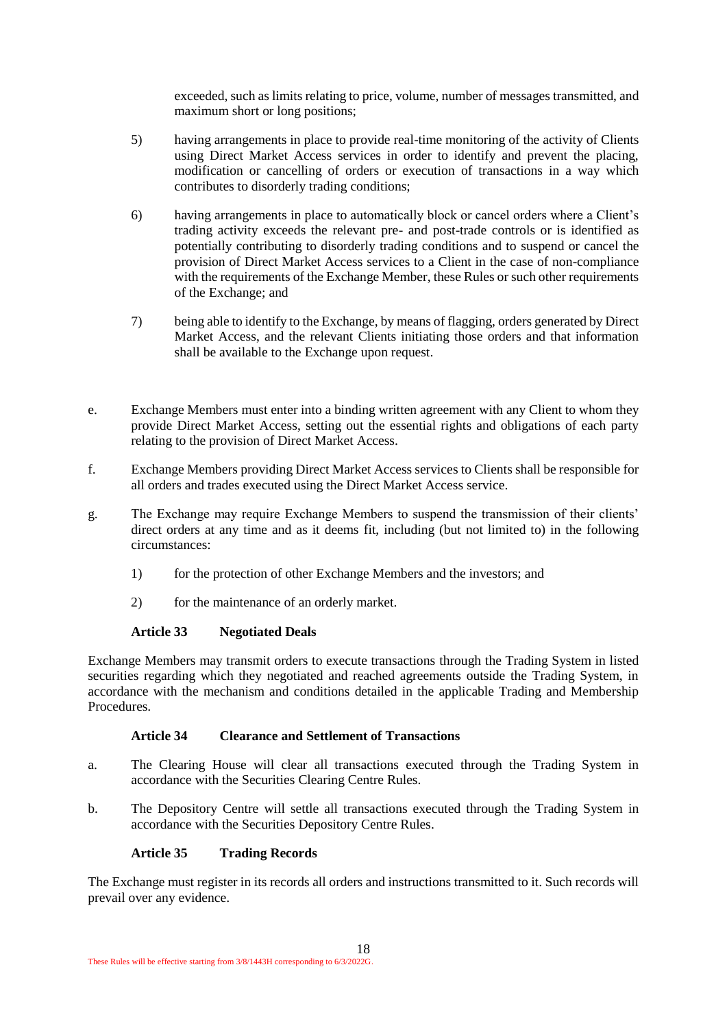exceeded, such as limits relating to price, volume, number of messages transmitted, and maximum short or long positions;

5) having arrangements in place to provide real-time monitoring of the activity of Clients using Direct Market Access services in order to identify and prevent the placing, modification or cancelling of orders or execution of transactions in a way which contributes to disorderly trading conditions;

6) having arrangements in place to automatically block or cancel orders where a Client's trading activity exceeds the relevant pre- and post-trade controls or is identified as potentially contributing to disorderly trading conditions and to suspend or cancel the provision of Direct Market Access services to a Client in the case of non-compliance with the requirements of the Exchange Member, these Rules or such other requirements of the Exchange; and

7) being able to identify to the Exchange, by means of flagging, orders generated by Direct Market Access, and the relevant Clients initiating those orders and that information shall be available to the Exchange upon request.

e. Exchange Members must enter into a binding written agreement with any Client to whom they provide Direct Market Access, setting out the essential rights and obligations of each party relating to the provision of Direct Market Access.

f. Exchange Members providing Direct Market Access services to Clients shall be responsible for all orders and trades executed using the Direct Market Access service.

g. The Exchange may require Exchange Members to suspend the transmission of their clients' direct orders at any time and as it deems fit, including (but not limited to) in the following circumstances:

1) for the protection of other Exchange Members and the investors; and

2) for the maintenance of an orderly market.

### Article 33 Negotiated Deals

Exchange Members may transmit orders to execute transactions through the Trading System in listed securities regarding which they negotiated and reached agreements outside the Trading System, in accordance with the mechanism and conditions detailed in the applicable Trading and Membership Procedures.

### Article 34 Clearance and Settlement of Transactions

a. The Clearing House will clear all transactions executed through the Trading System in accordance with the Securities Clearing Centre Rules.

b. The Depository Centre will settle all transactions executed through the Trading System in accordance with the Securities Depository Centre Rules.

### Article 35 Trading Records

The Exchange must register in its records all orders and instructions transmitted to it. Such records will prevail over any evidence.

These Rules will be effective starting from 3/8/1443H corresponding to 6/3/2022G.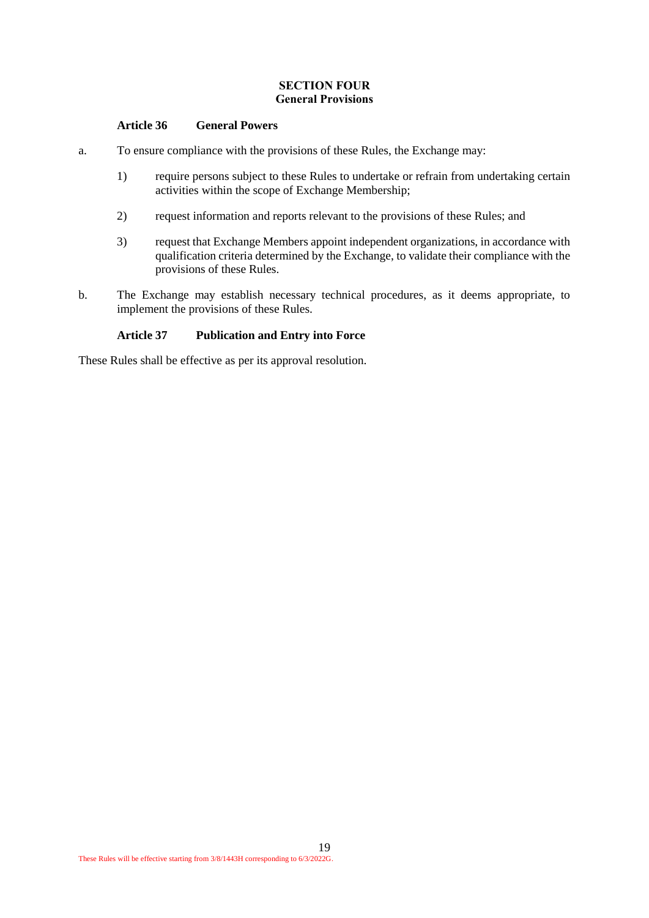## SECTION FOUR
## General Provisions

### Article 36 General Powers

a. To ensure compliance with the provisions of these Rules, the Exchange may:

   1) require persons subject to these Rules to undertake or refrain from undertaking certain activities within the scope of Exchange Membership;

   2) request information and reports relevant to the provisions of these Rules; and

   3) request that Exchange Members appoint independent organizations, in accordance with qualification criteria determined by the Exchange, to validate their compliance with the provisions of these Rules.

b. The Exchange may establish necessary technical procedures, as it deems appropriate, to implement the provisions of these Rules.

### Article 37 Publication and Entry into Force

These Rules shall be effective as per its approval resolution.

These Rules will be effective starting from 3/8/1443H corresponding to 6/3/2022G.